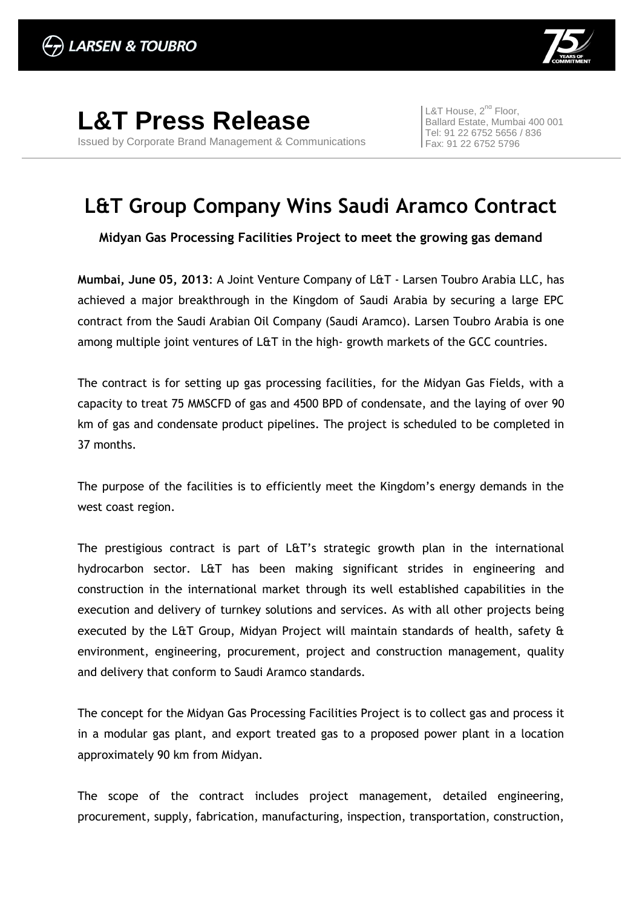# L&T Press Release

Issued by Corporate Brand Management & Communications

L&T House, 2nd Floor,
Ballard Estate, Mumbai 400 001
Tel: 91 22 6752 5656 / 836
Fax: 91 22 6752 5796

## L&T Group Company Wins Saudi Aramco Contract

**Midyan Gas Processing Facilities Project to meet the growing gas demand**

**Mumbai, June 05, 2013**: A Joint Venture Company of L&T - Larsen Toubro Arabia LLC, has achieved a major breakthrough in the Kingdom of Saudi Arabia by securing a large EPC contract from the Saudi Arabian Oil Company (Saudi Aramco). Larsen Toubro Arabia is one among multiple joint ventures of L&T in the high- growth markets of the GCC countries.

The contract is for setting up gas processing facilities, for the Midyan Gas Fields, with a capacity to treat 75 MMSCFD of gas and 4500 BPD of condensate, and the laying of over 90 km of gas and condensate product pipelines. The project is scheduled to be completed in 37 months.

The purpose of the facilities is to efficiently meet the Kingdom's energy demands in the west coast region.

The prestigious contract is part of L&T's strategic growth plan in the international hydrocarbon sector. L&T has been making significant strides in engineering and construction in the international market through its well established capabilities in the execution and delivery of turnkey solutions and services. As with all other projects being executed by the L&T Group, Midyan Project will maintain standards of health, safety & environment, engineering, procurement, project and construction management, quality and delivery that conform to Saudi Aramco standards.

The concept for the Midyan Gas Processing Facilities Project is to collect gas and process it in a modular gas plant, and export treated gas to a proposed power plant in a location approximately 90 km from Midyan.

The scope of the contract includes project management, detailed engineering, procurement, supply, fabrication, manufacturing, inspection, transportation, construction,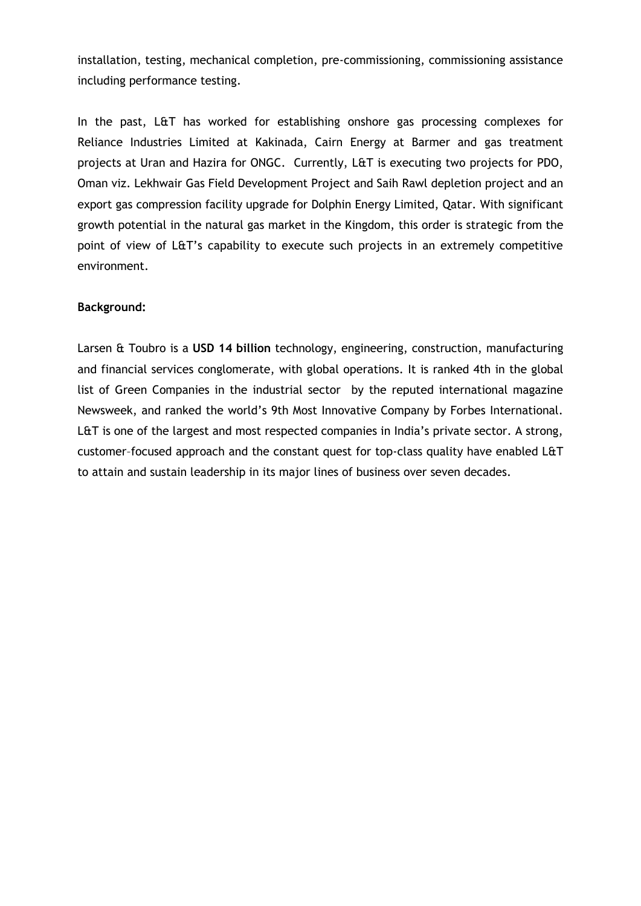installation, testing, mechanical completion, pre-commissioning, commissioning assistance including performance testing.

In the past, L&T has worked for establishing onshore gas processing complexes for Reliance Industries Limited at Kakinada, Cairn Energy at Barmer and gas treatment projects at Uran and Hazira for ONGC. Currently, L&T is executing two projects for PDO, Oman viz. Lekhwair Gas Field Development Project and Saih Rawl depletion project and an export gas compression facility upgrade for Dolphin Energy Limited, Qatar. With significant growth potential in the natural gas market in the Kingdom, this order is strategic from the point of view of L&T's capability to execute such projects in an extremely competitive environment.

**Background:**

Larsen & Toubro is a **USD 14 billion** technology, engineering, construction, manufacturing and financial services conglomerate, with global operations. It is ranked 4th in the global list of Green Companies in the industrial sector by the reputed international magazine Newsweek, and ranked the world's 9th Most Innovative Company by Forbes International. L&T is one of the largest and most respected companies in India's private sector. A strong, customer–focused approach and the constant quest for top-class quality have enabled L&T to attain and sustain leadership in its major lines of business over seven decades.